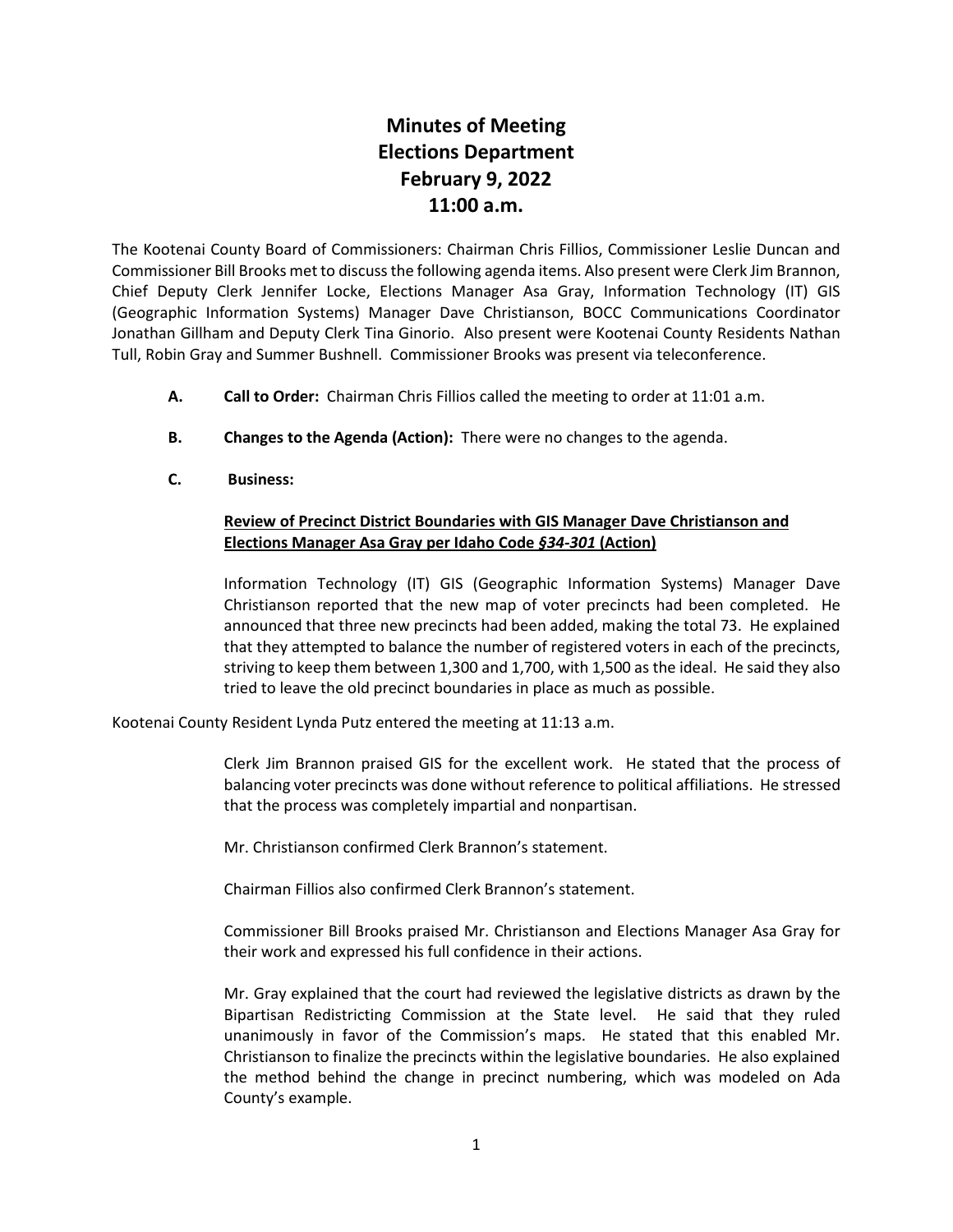# Minutes of Meeting
# Elections Department
# February 9, 2022
# 11:00 a.m.

The Kootenai County Board of Commissioners: Chairman Chris Fillios, Commissioner Leslie Duncan and Commissioner Bill Brooks met to discuss the following agenda items. Also present were Clerk Jim Brannon, Chief Deputy Clerk Jennifer Locke, Elections Manager Asa Gray, Information Technology (IT) GIS (Geographic Information Systems) Manager Dave Christianson, BOCC Communications Coordinator Jonathan Gillham and Deputy Clerk Tina Ginorio. Also present were Kootenai County Residents Nathan Tull, Robin Gray and Summer Bushnell. Commissioner Brooks was present via teleconference.

**A. Call to Order:** Chairman Chris Fillios called the meeting to order at 11:01 a.m.

**B. Changes to the Agenda (Action):** There were no changes to the agenda.

**C. Business:**

**<u>Review of Precinct District Boundaries with GIS Manager Dave Christianson and Elections Manager Asa Gray per Idaho Code *§34-301* (Action)</u>**

Information Technology (IT) GIS (Geographic Information Systems) Manager Dave Christianson reported that the new map of voter precincts had been completed. He announced that three new precincts had been added, making the total 73. He explained that they attempted to balance the number of registered voters in each of the precincts, striving to keep them between 1,300 and 1,700, with 1,500 as the ideal. He said they also tried to leave the old precinct boundaries in place as much as possible.

Kootenai County Resident Lynda Putz entered the meeting at 11:13 a.m.

Clerk Jim Brannon praised GIS for the excellent work. He stated that the process of balancing voter precincts was done without reference to political affiliations. He stressed that the process was completely impartial and nonpartisan.

Mr. Christianson confirmed Clerk Brannon's statement.

Chairman Fillios also confirmed Clerk Brannon's statement.

Commissioner Bill Brooks praised Mr. Christianson and Elections Manager Asa Gray for their work and expressed his full confidence in their actions.

Mr. Gray explained that the court had reviewed the legislative districts as drawn by the Bipartisan Redistricting Commission at the State level. He said that they ruled unanimously in favor of the Commission's maps. He stated that this enabled Mr. Christianson to finalize the precincts within the legislative boundaries. He also explained the method behind the change in precinct numbering, which was modeled on Ada County's example.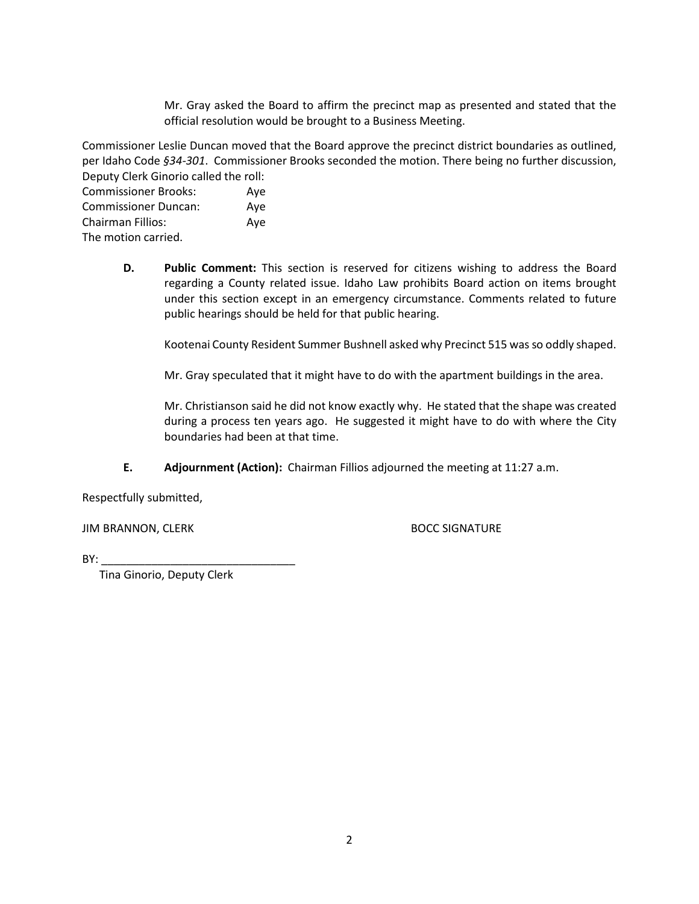Mr. Gray asked the Board to affirm the precinct map as presented and stated that the official resolution would be brought to a Business Meeting.

Commissioner Leslie Duncan moved that the Board approve the precinct district boundaries as outlined, per Idaho Code *§34-301*. Commissioner Brooks seconded the motion. There being no further discussion, Deputy Clerk Ginorio called the roll:

| | |
|---|---|
| Commissioner Brooks: | Aye |
| Commissioner Duncan: | Aye |
| Chairman Fillios: | Aye |

The motion carried.

**D. Public Comment:** This section is reserved for citizens wishing to address the Board regarding a County related issue. Idaho Law prohibits Board action on items brought under this section except in an emergency circumstance. Comments related to future public hearings should be held for that public hearing.

Kootenai County Resident Summer Bushnell asked why Precinct 515 was so oddly shaped.

Mr. Gray speculated that it might have to do with the apartment buildings in the area.

Mr. Christianson said he did not know exactly why. He stated that the shape was created during a process ten years ago. He suggested it might have to do with where the City boundaries had been at that time.

**E. Adjournment (Action):** Chairman Fillios adjourned the meeting at 11:27 a.m.

Respectfully submitted,

JIM BRANNON, CLERK

BOCC SIGNATURE

BY: _______________________________

Tina Ginorio, Deputy Clerk